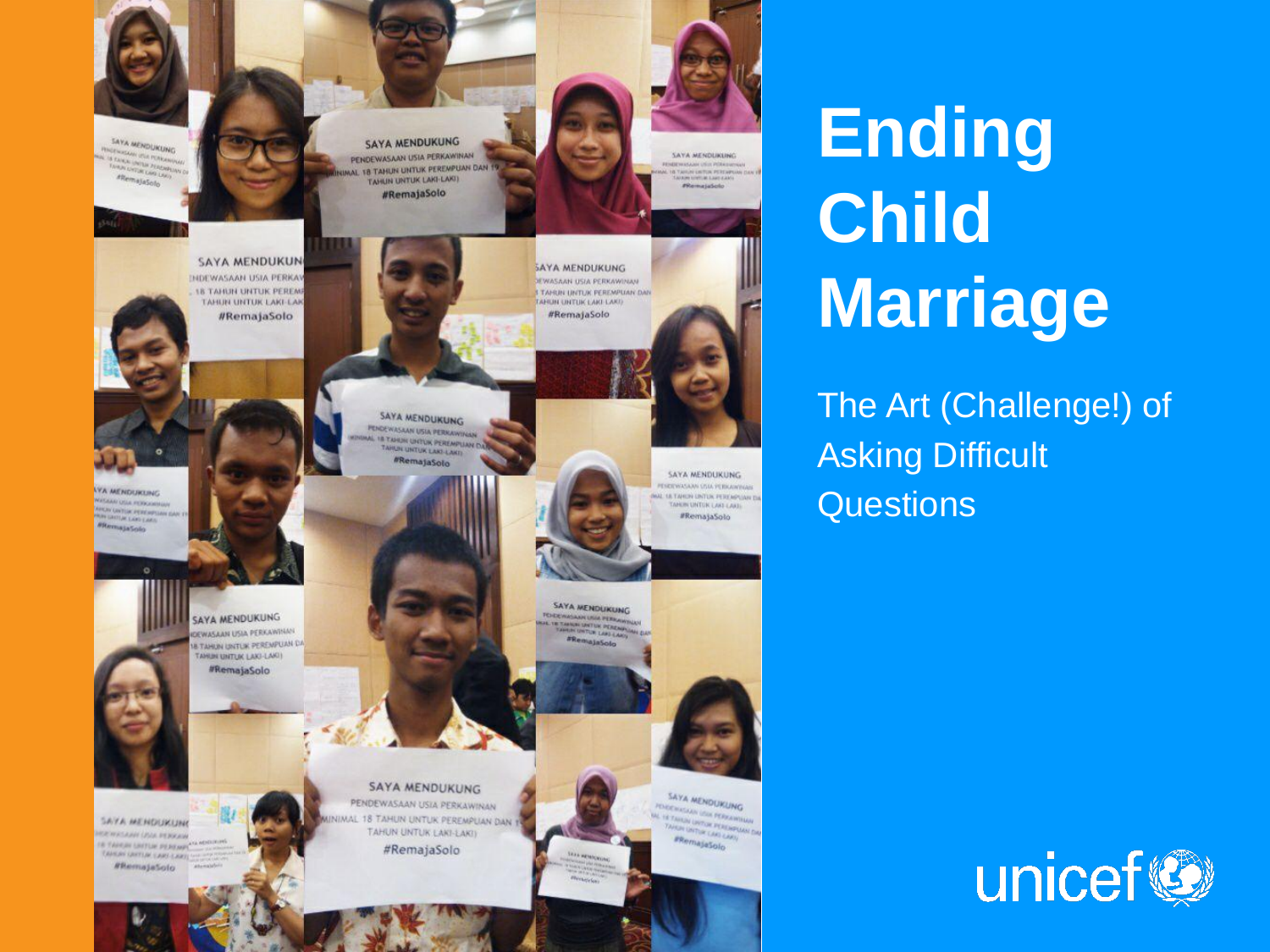# Ending Child Marriage

The Art (Challenge!) of Asking Difficult Questions

unicef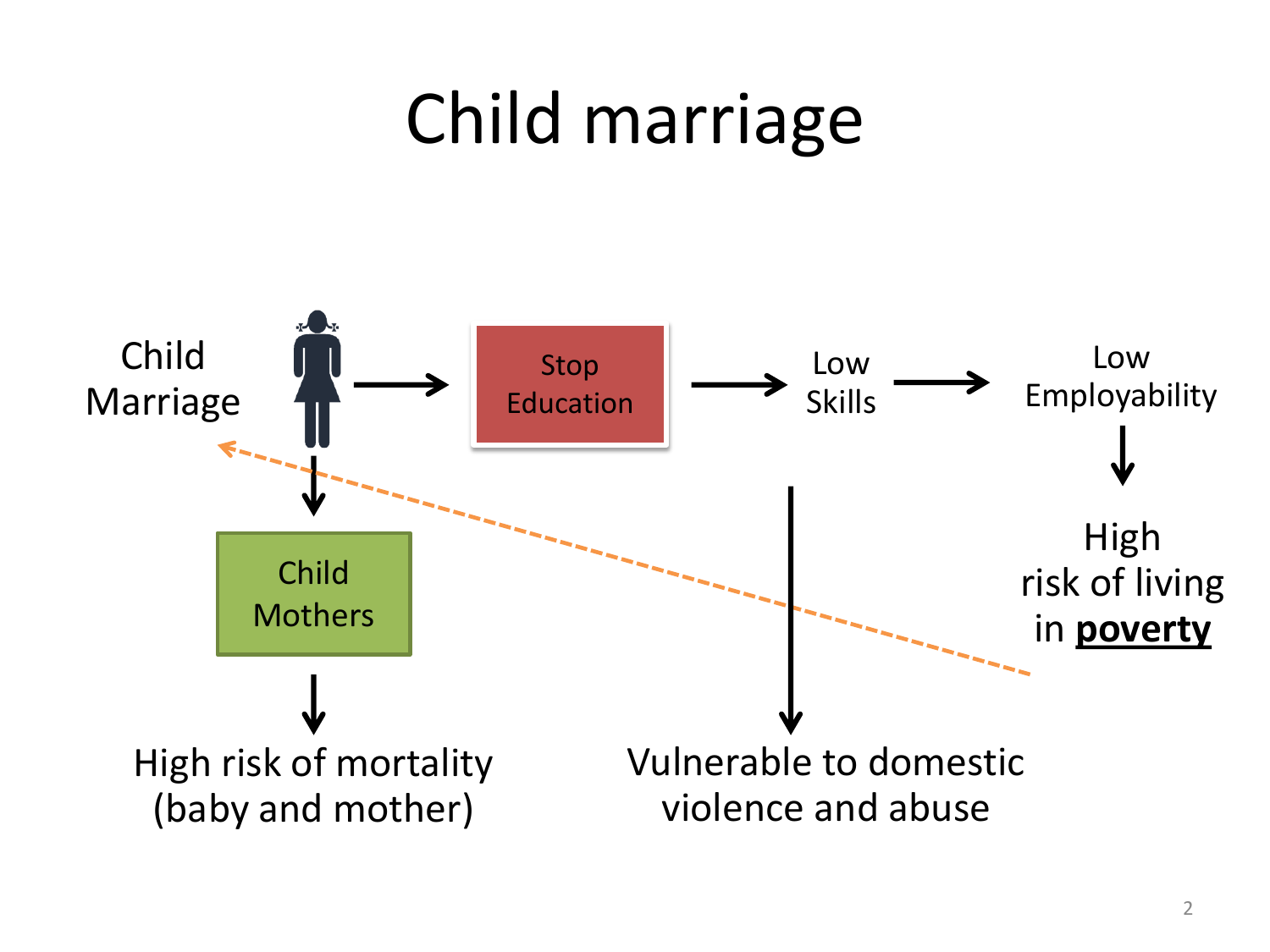# Child marriage

Child Marriage → Stop Education → Low Skills → Low Employability

Low Employability ↓ High risk of living in **poverty**

Child Marriage ↓ Child Mothers ↓ High risk of mortality (baby and mother)

Low Skills ↓ Vulnerable to domestic violence and abuse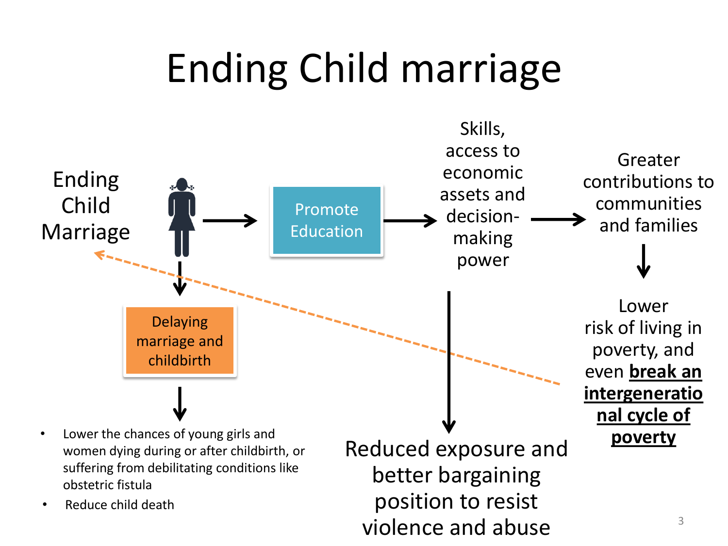# Ending Child marriage

Ending Child Marriage

Promote Education

Skills, access to economic assets and decision-making power

Greater contributions to communities and families

Lower risk of living in poverty, and even **break an intergenerational cycle of poverty**

Delaying marriage and childbirth

- Lower the chances of young girls and women dying during or after childbirth, or suffering from debilitating conditions like obstetric fistula
- Reduce child death

Reduced exposure and better bargaining position to resist violence and abuse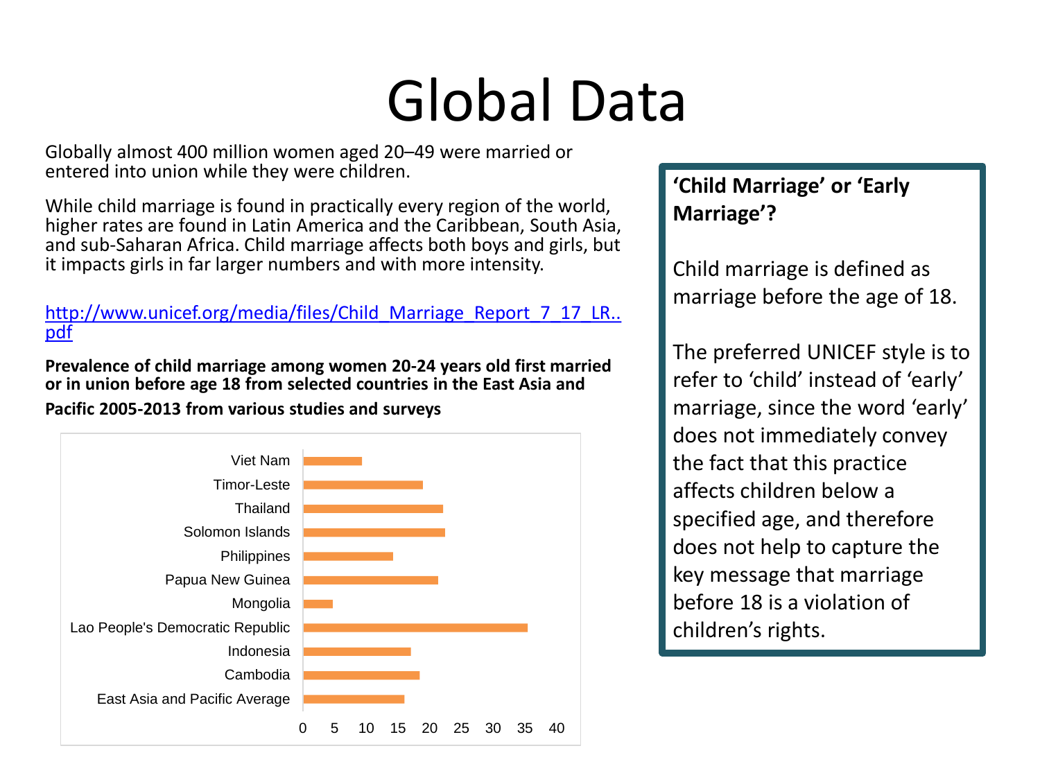# Global Data

Globally almost 400 million women aged 20–49 were married or entered into union while they were children.

While child marriage is found in practically every region of the world, higher rates are found in Latin America and the Caribbean, South Asia, and sub-Saharan Africa. Child marriage affects both boys and girls, but it impacts girls in far larger numbers and with more intensity.

http://www.unicef.org/media/files/Child_Marriage_Report_7_17_LR..pdf

**Prevalence of child marriage among women 20-24 years old first married or in union before age 18 from selected countries in the East Asia and Pacific 2005-2013 from various studies and surveys**

Viet Nam
Timor-Leste
Thailand
Solomon Islands
Philippines
Papua New Guinea
Mongolia
Lao People's Democratic Republic
Indonesia
Cambodia
East Asia and Pacific Average

0 5 10 15 20 25 30 35 40

**'Child Marriage' or 'Early Marriage'?**

Child marriage is defined as marriage before the age of 18.

The preferred UNICEF style is to refer to 'child' instead of 'early' marriage, since the word 'early' does not immediately convey the fact that this practice affects children below a specified age, and therefore does not help to capture the key message that marriage before 18 is a violation of children's rights.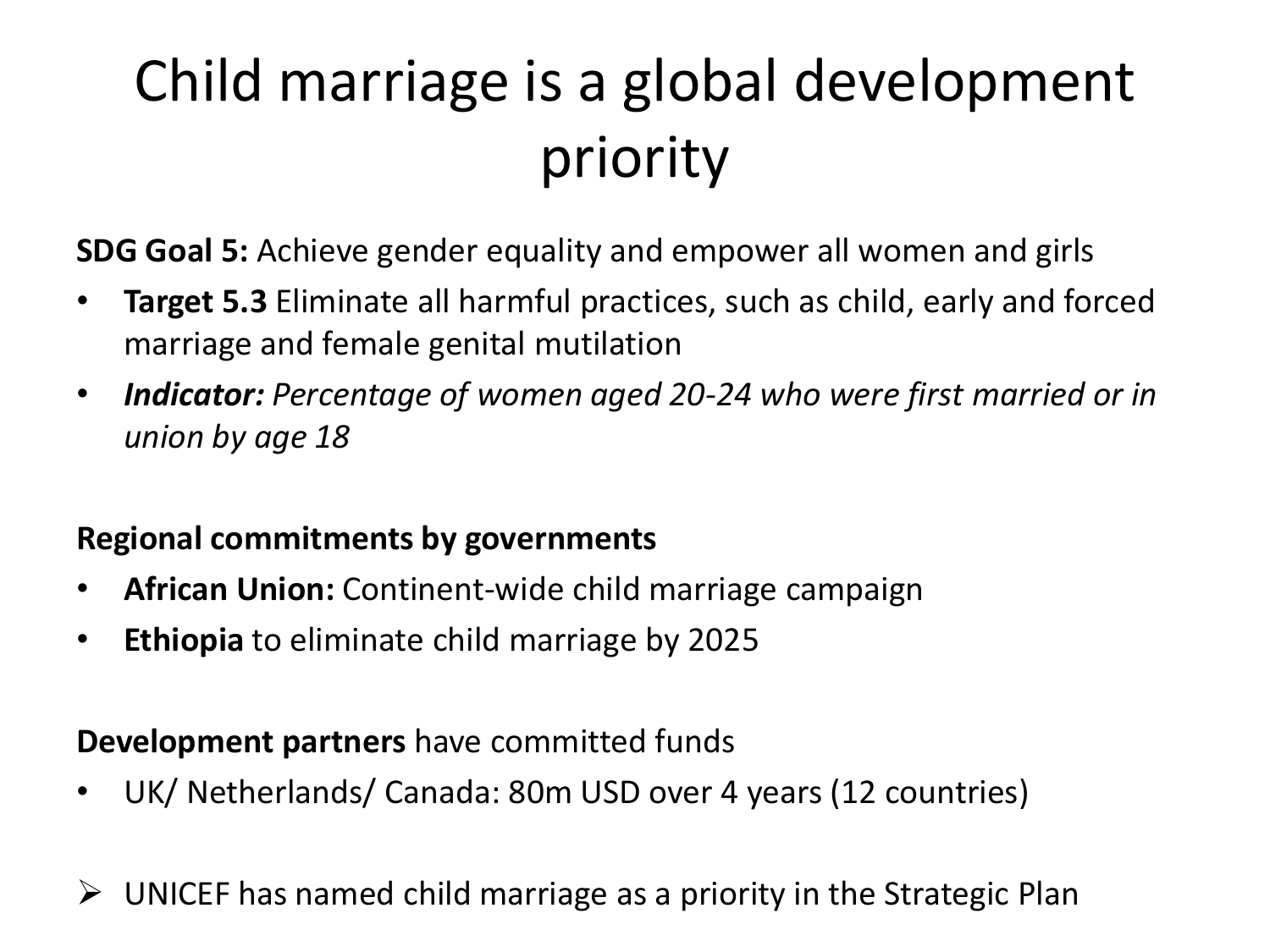# Child marriage is a global development priority

**SDG Goal 5:** Achieve gender equality and empower all women and girls

- **Target 5.3** Eliminate all harmful practices, such as child, early and forced marriage and female genital mutilation
- ***Indicator:*** *Percentage of women aged 20-24 who were first married or in union by age 18*

**Regional commitments by governments**

- **African Union:** Continent-wide child marriage campaign
- **Ethiopia** to eliminate child marriage by 2025

**Development partners** have committed funds

- UK/ Netherlands/ Canada: 80m USD over 4 years (12 countries)

➢ UNICEF has named child marriage as a priority in the Strategic Plan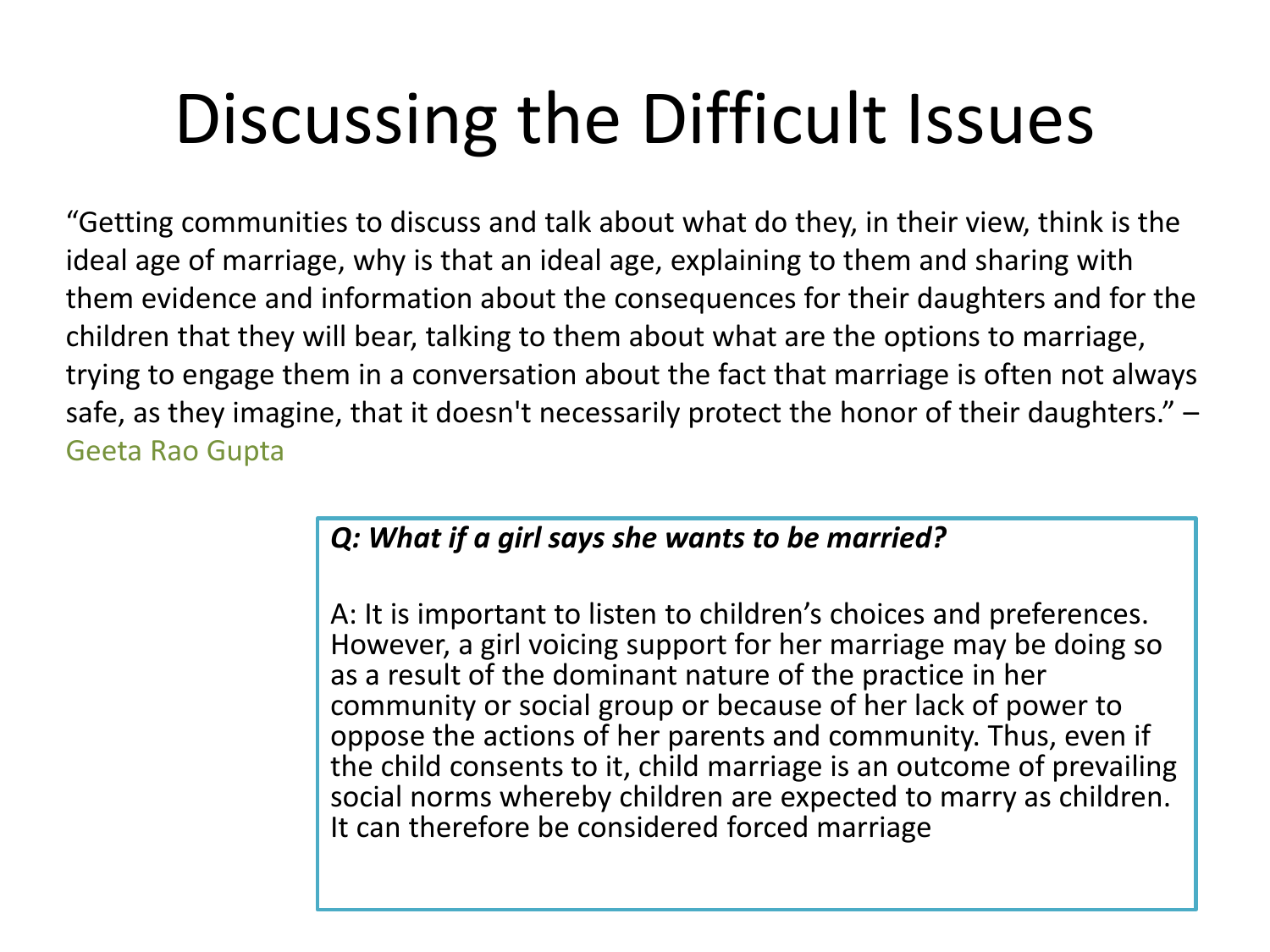# Discussing the Difficult Issues

"Getting communities to discuss and talk about what do they, in their view, think is the ideal age of marriage, why is that an ideal age, explaining to them and sharing with them evidence and information about the consequences for their daughters and for the children that they will bear, talking to them about what are the options to marriage, trying to engage them in a conversation about the fact that marriage is often not always safe, as they imagine, that it doesn't necessarily protect the honor of their daughters." – Geeta Rao Gupta

***Q: What if a girl says she wants to be married?***

A: It is important to listen to children's choices and preferences. However, a girl voicing support for her marriage may be doing so as a result of the dominant nature of the practice in her community or social group or because of her lack of power to oppose the actions of her parents and community. Thus, even if the child consents to it, child marriage is an outcome of prevailing social norms whereby children are expected to marry as children. It can therefore be considered forced marriage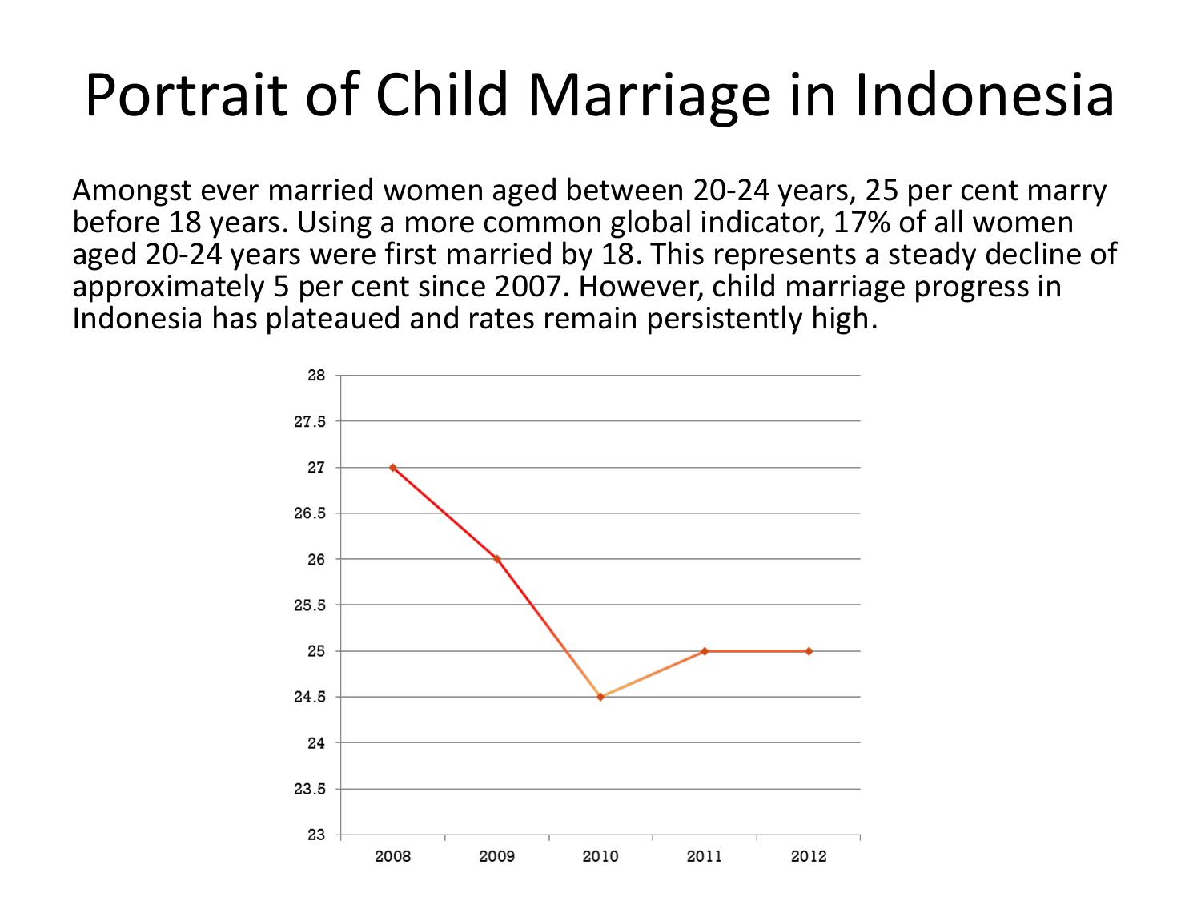# Portrait of Child Marriage in Indonesia

Amongst ever married women aged between 20-24 years, 25 per cent marry before 18 years. Using a more common global indicator, 17% of all women aged 20-24 years were first married by 18. This represents a steady decline of approximately 5 per cent since 2007. However, child marriage progress in Indonesia has plateaued and rates remain persistently high.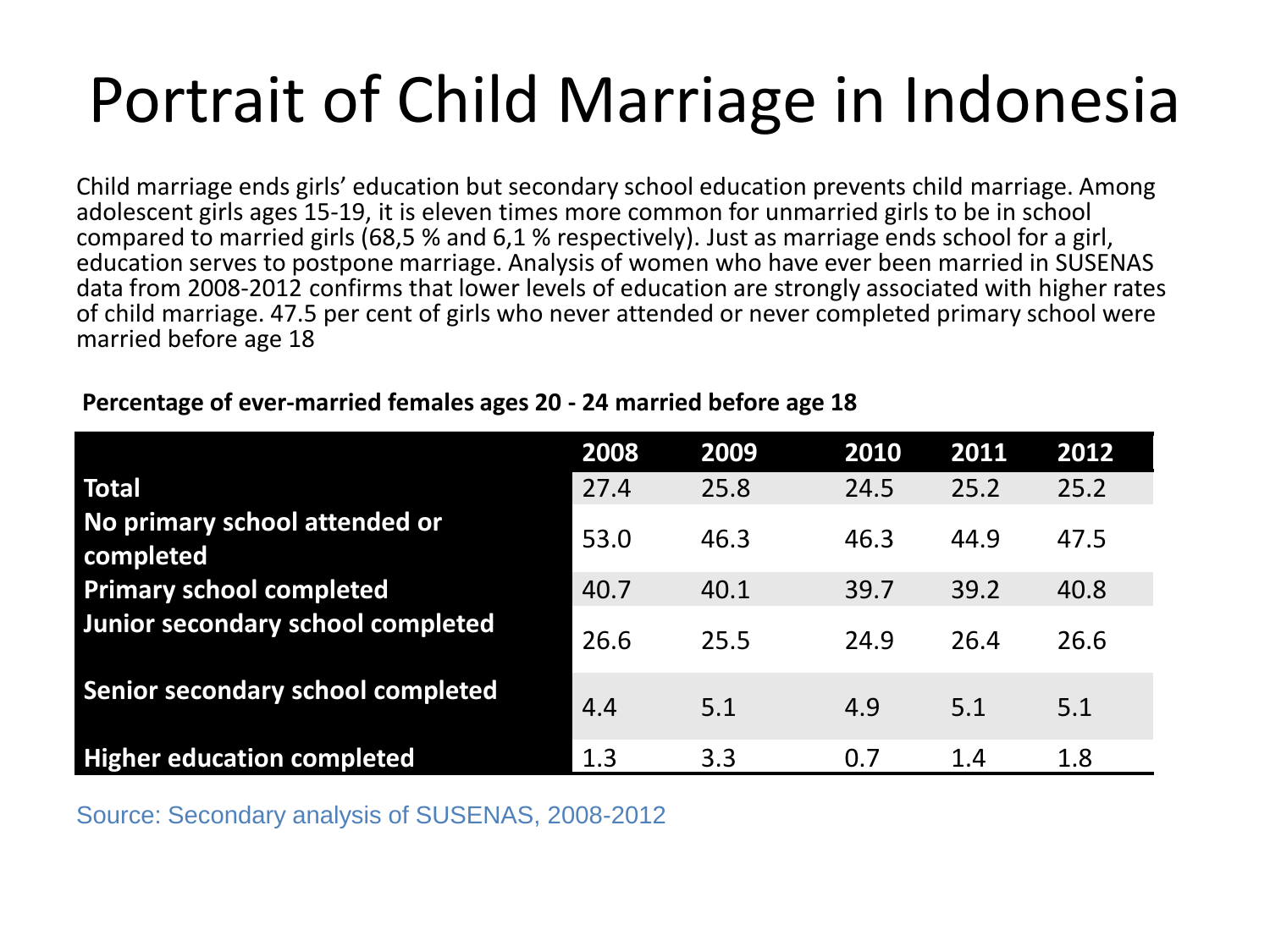# Portrait of Child Marriage in Indonesia

Child marriage ends girls' education but secondary school education prevents child marriage. Among adolescent girls ages 15-19, it is eleven times more common for unmarried girls to be in school compared to married girls (68,5 % and 6,1 % respectively). Just as marriage ends school for a girl, education serves to postpone marriage. Analysis of women who have ever been married in SUSENAS data from 2008-2012 confirms that lower levels of education are strongly associated with higher rates of child marriage. 47.5 per cent of girls who never attended or never completed primary school were married before age 18

**Percentage of ever-married females ages 20 - 24 married before age 18**

| | 2008 | 2009 | 2010 | 2011 | 2012 |
|---|---|---|---|---|---|
| **Total** | 27.4 | 25.8 | 24.5 | 25.2 | 25.2 |
| **No primary school attended or completed** | 53.0 | 46.3 | 46.3 | 44.9 | 47.5 |
| **Primary school completed** | 40.7 | 40.1 | 39.7 | 39.2 | 40.8 |
| **Junior secondary school completed** | 26.6 | 25.5 | 24.9 | 26.4 | 26.6 |
| **Senior secondary school completed** | 4.4 | 5.1 | 4.9 | 5.1 | 5.1 |
| **Higher education completed** | 1.3 | 3.3 | 0.7 | 1.4 | 1.8 |

Source: Secondary analysis of SUSENAS, 2008-2012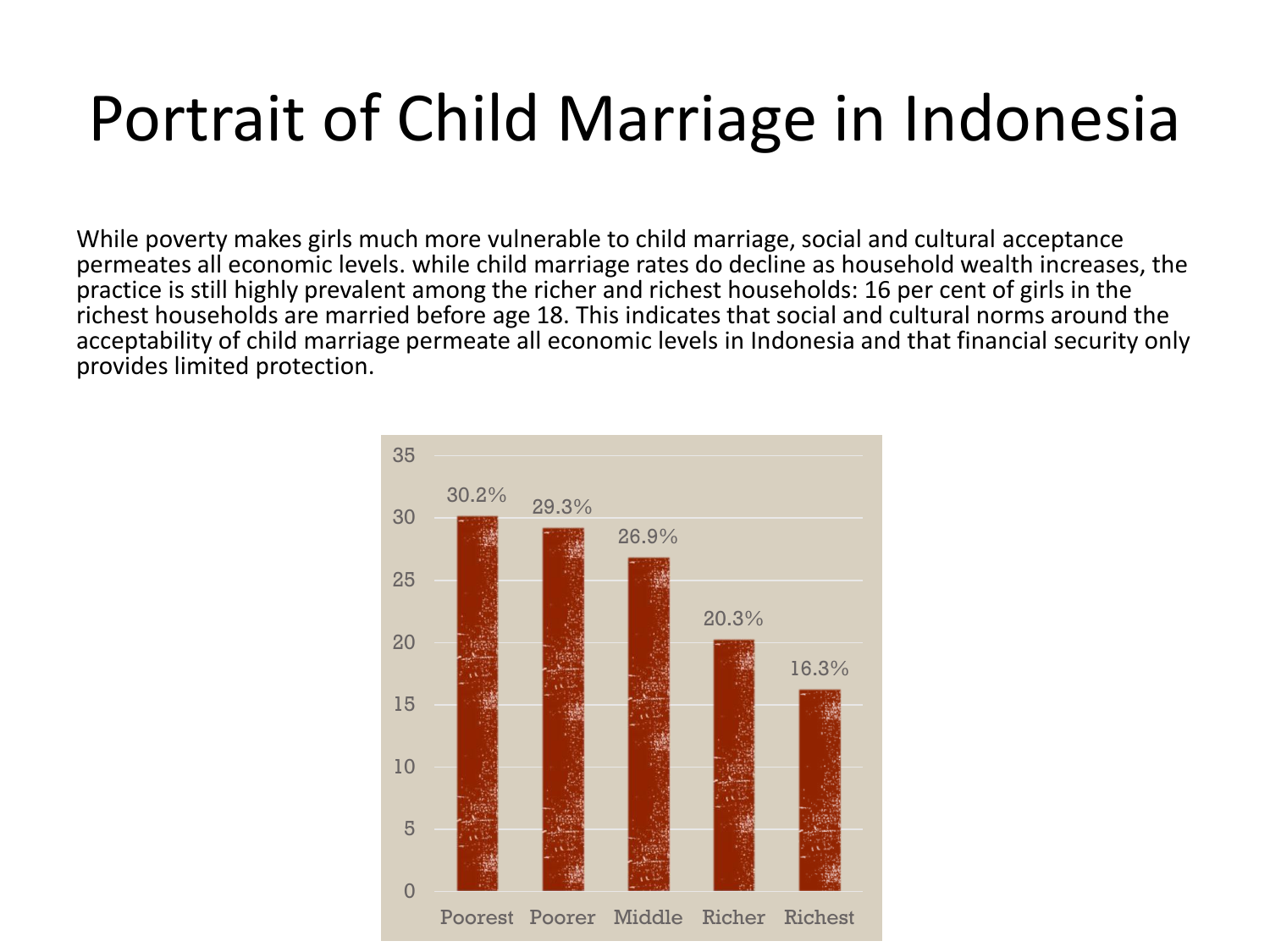# Portrait of Child Marriage in Indonesia

While poverty makes girls much more vulnerable to child marriage, social and cultural acceptance permeates all economic levels. while child marriage rates do decline as household wealth increases, the practice is still highly prevalent among the richer and richest households: 16 per cent of girls in the richest households are married before age 18. This indicates that social and cultural norms around the acceptability of child marriage permeate all economic levels in Indonesia and that financial security only provides limited protection.

| Poorest | Poorer | Middle | Richer | Richest |
|---|---|---|---|---|
| 30.2% | 29.3% | 26.9% | 20.3% | 16.3% |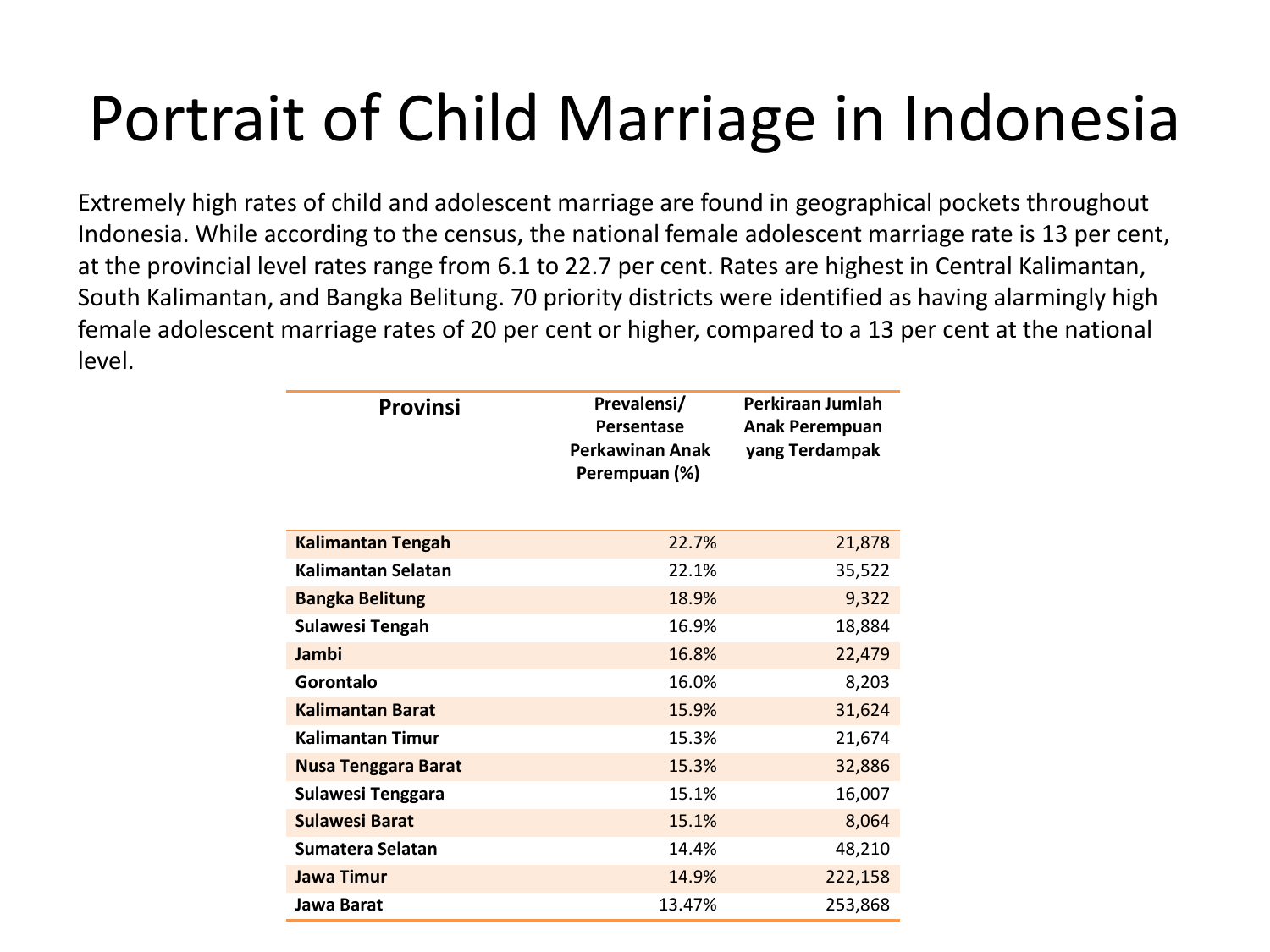# Portrait of Child Marriage in Indonesia

Extremely high rates of child and adolescent marriage are found in geographical pockets throughout Indonesia. While according to the census, the national female adolescent marriage rate is 13 per cent, at the provincial level rates range from 6.1 to 22.7 per cent. Rates are highest in Central Kalimantan, South Kalimantan, and Bangka Belitung. 70 priority districts were identified as having alarmingly high female adolescent marriage rates of 20 per cent or higher, compared to a 13 per cent at the national level.

| Provinsi | Prevalensi/ Persentase Perkawinan Anak Perempuan (%) | Perkiraan Jumlah Anak Perempuan yang Terdampak |
|---|---|---|
| **Kalimantan Tengah** | 22.7% | 21,878 |
| **Kalimantan Selatan** | 22.1% | 35,522 |
| **Bangka Belitung** | 18.9% | 9,322 |
| **Sulawesi Tengah** | 16.9% | 18,884 |
| **Jambi** | 16.8% | 22,479 |
| **Gorontalo** | 16.0% | 8,203 |
| **Kalimantan Barat** | 15.9% | 31,624 |
| **Kalimantan Timur** | 15.3% | 21,674 |
| **Nusa Tenggara Barat** | 15.3% | 32,886 |
| **Sulawesi Tenggara** | 15.1% | 16,007 |
| **Sulawesi Barat** | 15.1% | 8,064 |
| **Sumatera Selatan** | 14.4% | 48,210 |
| **Jawa Timur** | 14.9% | 222,158 |
| **Jawa Barat** | 13.47% | 253,868 |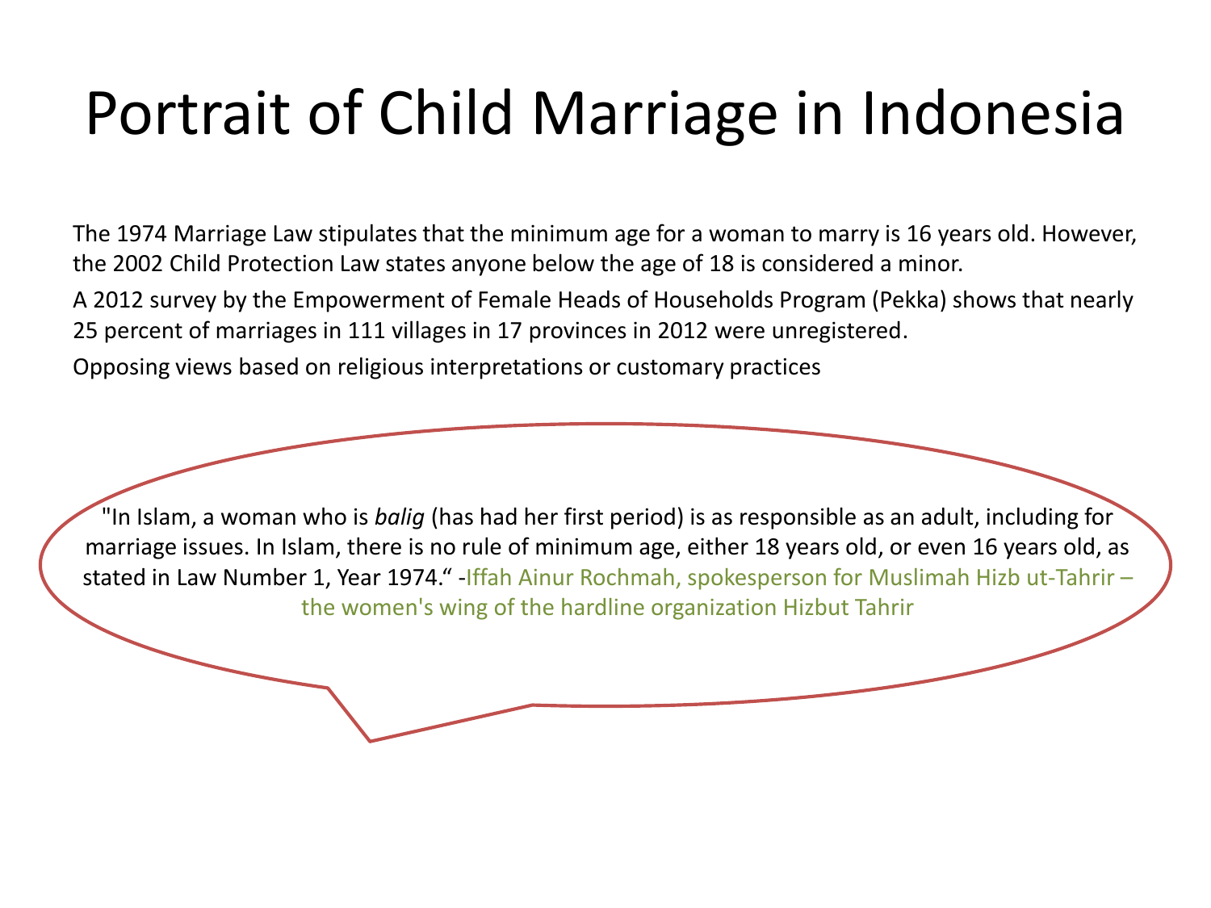# Portrait of Child Marriage in Indonesia

The 1974 Marriage Law stipulates that the minimum age for a woman to marry is 16 years old. However, the 2002 Child Protection Law states anyone below the age of 18 is considered a minor.

A 2012 survey by the Empowerment of Female Heads of Households Program (Pekka) shows that nearly 25 percent of marriages in 111 villages in 17 provinces in 2012 were unregistered.

Opposing views based on religious interpretations or customary practices

"In Islam, a woman who is *balig* (has had her first period) is as responsible as an adult, including for marriage issues. In Islam, there is no rule of minimum age, either 18 years old, or even 16 years old, as stated in Law Number 1, Year 1974." -Iffah Ainur Rochmah, spokesperson for Muslimah Hizb ut-Tahrir – the women's wing of the hardline organization Hizbut Tahrir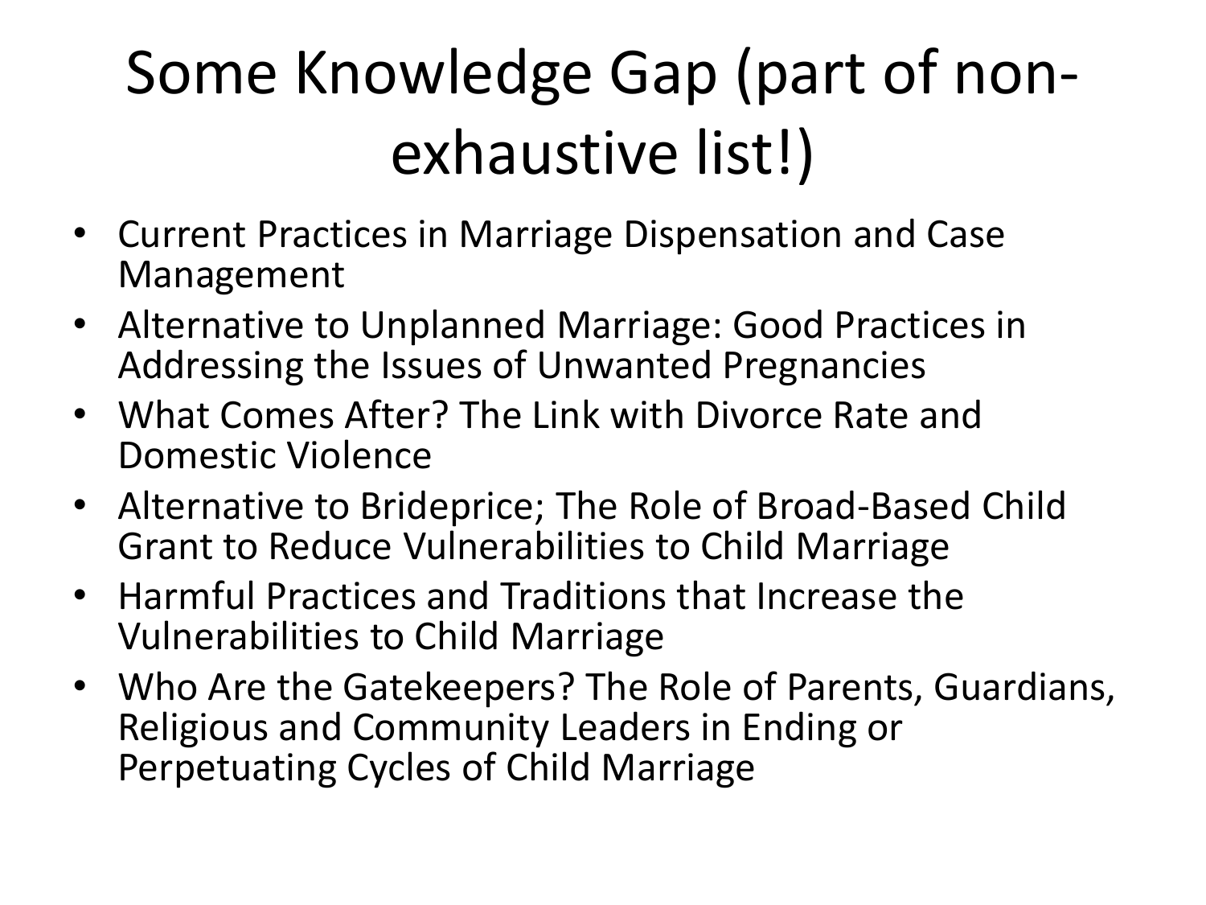# Some Knowledge Gap (part of non-exhaustive list!)

- Current Practices in Marriage Dispensation and Case Management
- Alternative to Unplanned Marriage: Good Practices in Addressing the Issues of Unwanted Pregnancies
- What Comes After? The Link with Divorce Rate and Domestic Violence
- Alternative to Brideprice; The Role of Broad-Based Child Grant to Reduce Vulnerabilities to Child Marriage
- Harmful Practices and Traditions that Increase the Vulnerabilities to Child Marriage
- Who Are the Gatekeepers? The Role of Parents, Guardians, Religious and Community Leaders in Ending or Perpetuating Cycles of Child Marriage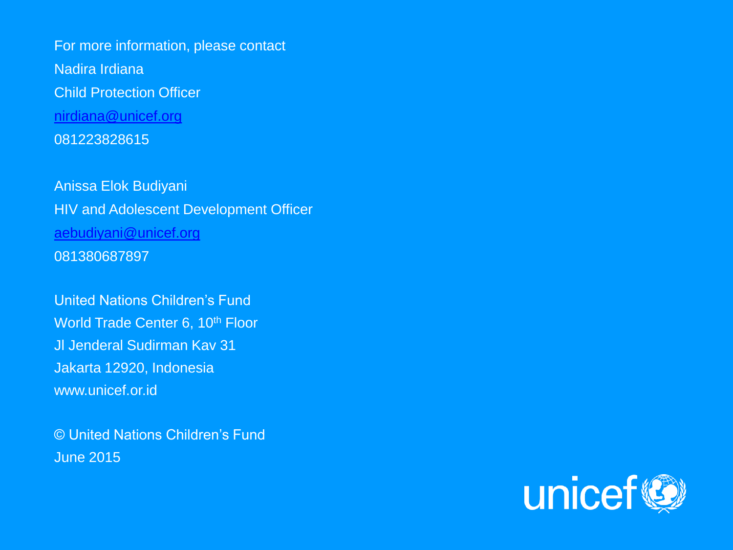For more information, please contact

Nadira Irdiana

Child Protection Officer

nirdiana@unicef.org

081223828615

Anissa Elok Budiyani

HIV and Adolescent Development Officer

aebudiyani@unicef.org

081380687897

United Nations Children's Fund

World Trade Center 6, 10th Floor

Jl Jenderal Sudirman Kav 31

Jakarta 12920, Indonesia

www.unicef.or.id

© United Nations Children's Fund

June 2015

unicef